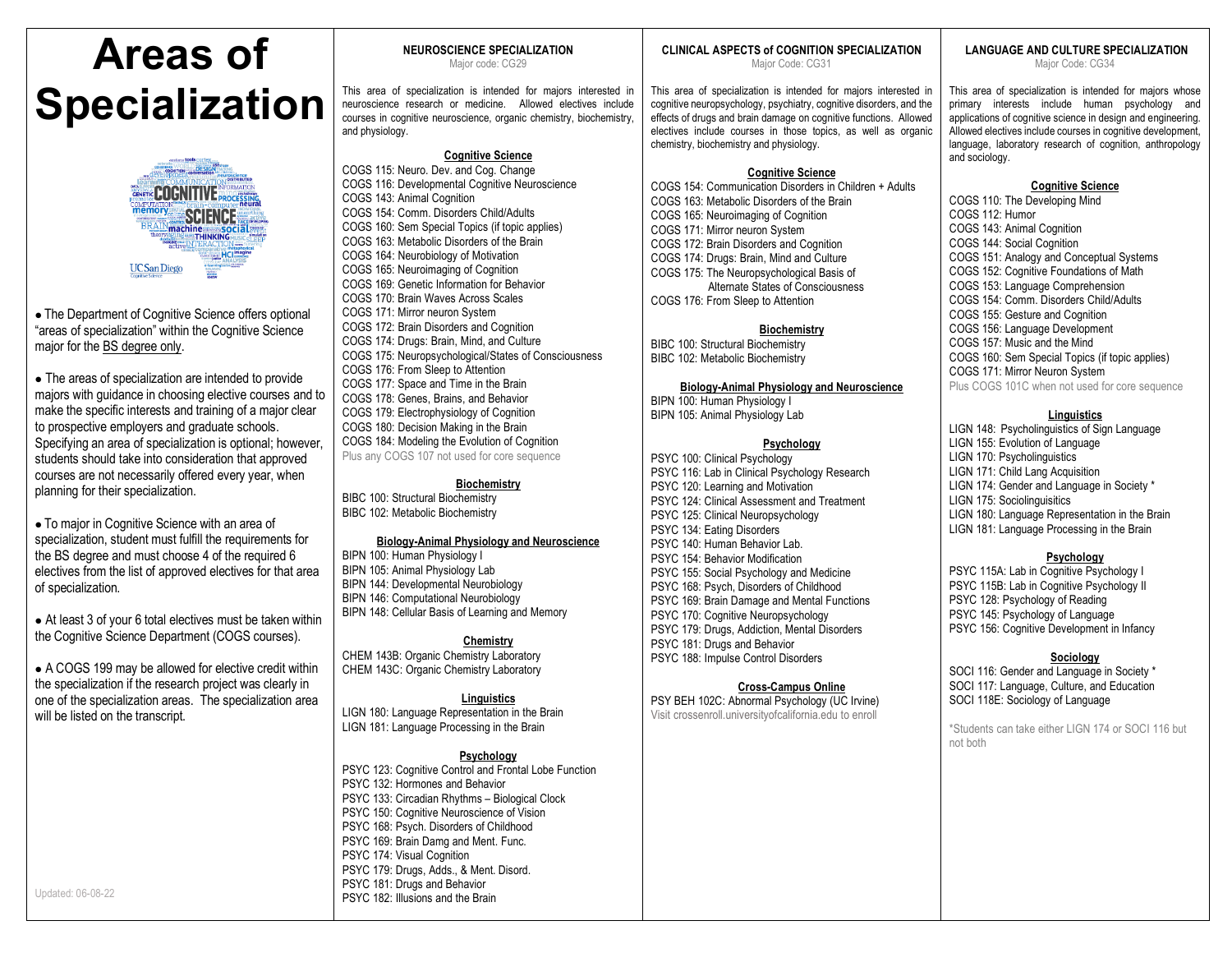# Areas of Specialization

- The Department of Cognitive Science offers optional "areas of specialization" within the Cognitive Science major for the BS degree only.

- The areas of specialization are intended to provide majors with guidance in choosing elective courses and to make the specific interests and training of a major clear to prospective employers and graduate schools. Specifying an area of specialization is optional; however, students should take into consideration that approved courses are not necessarily offered every year, when planning for their specialization.

- To major in Cognitive Science with an area of specialization, student must fulfill the requirements for the BS degree and must choose 4 of the required 6 electives from the list of approved electives for that area of specialization.

- At least 3 of your 6 total electives must be taken within the Cognitive Science Department (COGS courses).

- A COGS 199 may be allowed for elective credit within the specialization if the research project was clearly in one of the specialization areas. The specialization area will be listed on the transcript.

Updated: 06-08-22

## NEUROSCIENCE SPECIALIZATION

Major code: CG29

This area of specialization is intended for majors interested in neuroscience research or medicine. Allowed electives include courses in cognitive neuroscience, organic chemistry, biochemistry, and physiology.

### Cognitive Science

COGS 115: Neuro. Dev. and Cog. Change
COGS 116: Developmental Cognitive Neuroscience
COGS 143: Animal Cognition
COGS 154: Comm. Disorders Child/Adults
COGS 160: Sem Special Topics (if topic applies)
COGS 163: Metabolic Disorders of the Brain
COGS 164: Neurobiology of Motivation
COGS 165: Neuroimaging of Cognition
COGS 169: Genetic Information for Behavior
COGS 170: Brain Waves Across Scales
COGS 171: Mirror neuron System
COGS 172: Brain Disorders and Cognition
COGS 174: Drugs: Brain, Mind, and Culture
COGS 175: Neuropsychological/States of Consciousness
COGS 176: From Sleep to Attention
COGS 177: Space and Time in the Brain
COGS 178: Genes, Brains, and Behavior
COGS 179: Electrophysiology of Cognition
COGS 180: Decision Making in the Brain
COGS 184: Modeling the Evolution of Cognition
Plus any COGS 107 not used for core sequence

### Biochemistry

BIBC 100: Structural Biochemistry
BIBC 102: Metabolic Biochemistry

### Biology-Animal Physiology and Neuroscience

BIPN 100: Human Physiology I
BIPN 105: Animal Physiology Lab
BIPN 144: Developmental Neurobiology
BIPN 146: Computational Neurobiology
BIPN 148: Cellular Basis of Learning and Memory

### Chemistry

CHEM 143B: Organic Chemistry Laboratory
CHEM 143C: Organic Chemistry Laboratory

### Linguistics

LIGN 180: Language Representation in the Brain
LIGN 181: Language Processing in the Brain

### Psychology

PSYC 123: Cognitive Control and Frontal Lobe Function
PSYC 132: Hormones and Behavior
PSYC 133: Circadian Rhythms – Biological Clock
PSYC 150: Cognitive Neuroscience of Vision
PSYC 168: Psych. Disorders of Childhood
PSYC 169: Brain Damg and Ment. Func.
PSYC 174: Visual Cognition
PSYC 179: Drugs, Adds., & Ment. Disord.
PSYC 181: Drugs and Behavior
PSYC 182: Illusions and the Brain

## CLINICAL ASPECTS of COGNITION SPECIALIZATION

Major Code: CG31

This area of specialization is intended for majors interested in cognitive neuropsychology, psychiatry, cognitive disorders, and the effects of drugs and brain damage on cognitive functions. Allowed electives include courses in those topics, as well as organic chemistry, biochemistry and physiology.

### Cognitive Science

COGS 154: Communication Disorders in Children + Adults
COGS 163: Metabolic Disorders of the Brain
COGS 165: Neuroimaging of Cognition
COGS 171: Mirror neuron System
COGS 172: Brain Disorders and Cognition
COGS 174: Drugs: Brain, Mind and Culture
COGS 175: The Neuropsychological Basis of Alternate States of Consciousness
COGS 176: From Sleep to Attention

### Biochemistry

BIBC 100: Structural Biochemistry
BIBC 102: Metabolic Biochemistry

### Biology-Animal Physiology and Neuroscience

BIPN 100: Human Physiology I
BIPN 105: Animal Physiology Lab

### Psychology

PSYC 100: Clinical Psychology
PSYC 116: Lab in Clinical Psychology Research
PSYC 120: Learning and Motivation
PSYC 124: Clinical Assessment and Treatment
PSYC 125: Clinical Neuropsychology
PSYC 134: Eating Disorders
PSYC 140: Human Behavior Lab.
PSYC 154: Behavior Modification
PSYC 155: Social Psychology and Medicine
PSYC 168: Psych, Disorders of Childhood
PSYC 169: Brain Damage and Mental Functions
PSYC 170: Cognitive Neuropsychology
PSYC 179: Drugs, Addiction, Mental Disorders
PSYC 181: Drugs and Behavior
PSYC 188: Impulse Control Disorders

### Cross-Campus Online

PSY BEH 102C: Abnormal Psychology (UC Irvine)
Visit crossenroll.universityofcalifornia.edu to enroll

## LANGUAGE AND CULTURE SPECIALIZATION

Major Code: CG34

This area of specialization is intended for majors whose primary interests include human psychology and applications of cognitive science in design and engineering. Allowed electives include courses in cognitive development, language, laboratory research of cognition, anthropology and sociology.

### Cognitive Science

COGS 110: The Developing Mind
COGS 112: Humor
COGS 143: Animal Cognition
COGS 144: Social Cognition
COGS 151: Analogy and Conceptual Systems
COGS 152: Cognitive Foundations of Math
COGS 153: Language Comprehension
COGS 154: Comm. Disorders Child/Adults
COGS 155: Gesture and Cognition
COGS 156: Language Development
COGS 157: Music and the Mind
COGS 160: Sem Special Topics (if topic applies)
COGS 171: Mirror Neuron System
Plus COGS 101C when not used for core sequence

### Linguistics

LIGN 148: Psycholinguistics of Sign Language
LIGN 155: Evolution of Language
LIGN 170: Psycholinguistics
LIGN 171: Child Lang Acquisition
LIGN 174: Gender and Language in Society *
LIGN 175: Sociolinguisitics
LIGN 180: Language Representation in the Brain
LIGN 181: Language Processing in the Brain

### Psychology

PSYC 115A: Lab in Cognitive Psychology I
PSYC 115B: Lab in Cognitive Psychology II
PSYC 128: Psychology of Reading
PSYC 145: Psychology of Language
PSYC 156: Cognitive Development in Infancy

### Sociology

SOCI 116: Gender and Language in Society *
SOCI 117: Language, Culture, and Education
SOCI 118E: Sociology of Language

*Students can take either LIGN 174 or SOCI 116 but not both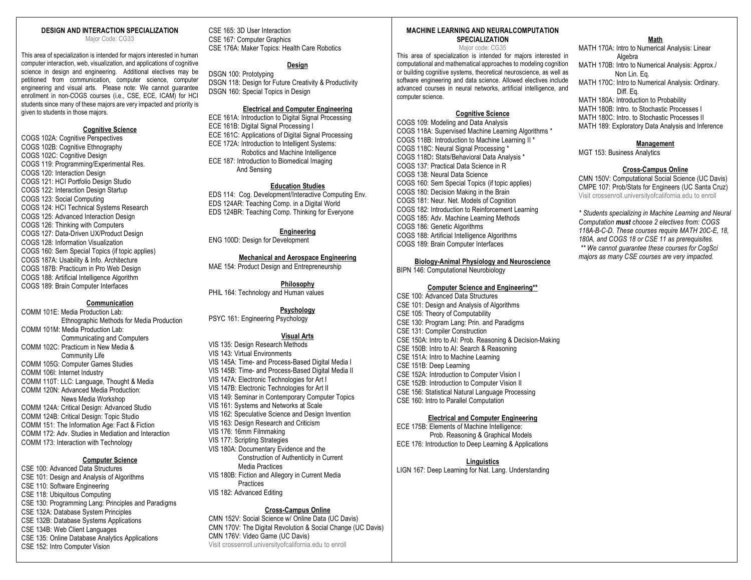## DESIGN AND INTERACTION SPECIALIZATION

Major Code: CG33

This area of specialization is intended for majors interested in human computer interaction, web, visualization, and applications of cognitive science in design and engineering. Additional electives may be petitioned from communication, computer science, computer engineering and visual arts. Please note: We cannot guarantee enrollment in non-COGS courses (i.e., CSE, ECE, ICAM) for HCI students since many of these majors are very impacted and priority is given to students in those majors.

### Cognitive Science

COGS 102A: Cognitive Perspectives
COGS 102B: Cognitive Ethnography
COGS 102C: Cognitive Design
COGS 119: Programming/Experimental Res.
COGS 120: Interaction Design
COGS 121: HCI Portfolio Design Studio
COGS 122: Interaction Design Startup
COGS 123: Social Computing
COGS 124: HCI Technical Systems Research
COGS 125: Advanced Interaction Design
COGS 126: Thinking with Computers
COGS 127: Data-Driven UX/Product Design
COGS 128: Information Visualization
COGS 160: Sem Special Topics (if topic applies)
COGS 187A: Usability & Info. Architecture
COGS 187B: Practicum in Pro Web Design
COGS 188: Artificial Intelligence Algorithm
COGS 189: Brain Computer Interfaces

### Communication

COMM 101E: Media Production Lab: Ethnographic Methods for Media Production
COMM 101M: Media Production Lab: Communicating and Computers
COMM 102C: Practicum in New Media & Community Life
COMM 105G: Computer Games Studies
COMM 106I: Internet Industry
COMM 110T: LLC: Language, Thought & Media
COMM 120N: Advanced Media Production: News Media Workshop
COMM 124A: Critical Design: Advanced Studio
COMM 124B: Critical Design: Topic Studio
COMM 151: The Information Age: Fact & Fiction
COMM 172: Adv. Studies in Mediation and Interaction
COMM 173: Interaction with Technology

### Computer Science

CSE 100: Advanced Data Structures
CSE 101: Design and Analysis of Algorithms
CSE 110: Software Engineering
CSE 118: Ubiquitous Computing
CSE 130: Programming Lang: Principles and Paradigms
CSE 132A: Database System Principles
CSE 132B: Database Systems Applications
CSE 134B: Web Client Languages
CSE 135: Online Database Analytics Applications
CSE 152: Intro Computer Vision
CSE 165: 3D User Interaction
CSE 167: Computer Graphics
CSE 176A: Maker Topics: Health Care Robotics

### Design

DSGN 100: Prototyping
DSGN 118: Design for Future Creativity & Productivity
DSGN 160: Special Topics in Design

### Electrical and Computer Engineering

ECE 161A: Introduction to Digital Signal Processing
ECE 161B: Digital Signal Processing I
ECE 161C: Applications of Digital Signal Processing
ECE 172A: Introduction to Intelligent Systems: Robotics and Machine Intelligence
ECE 187: Introduction to Biomedical Imaging And Sensing

### Education Studies

EDS 114: Cog. Development/Interactive Computing Env.
EDS 124AR: Teaching Comp. in a Digital World
EDS 124BR: Teaching Comp. Thinking for Everyone

### Engineering

ENG 100D: Design for Development

### Mechanical and Aerospace Engineering

MAE 154: Product Design and Entrepreneurship

### Philosophy

PHIL 164: Technology and Human values

### Psychology

PSYC 161: Engineering Psychology

### Visual Arts

VIS 135: Design Research Methods
VIS 143: Virtual Environments
VIS 145A: Time- and Process-Based Digital Media I
VIS 145B: Time- and Process-Based Digital Media II
VIS 147A: Electronic Technologies for Art I
VIS 147B: Electronic Technologies for Art II
VIS 149: Seminar in Contemporary Computer Topics
VIS 161: Systems and Networks at Scale
VIS 162: Speculative Science and Design Invention
VIS 163: Design Research and Criticism
VIS 176: 16mm Filmmaking
VIS 177: Scripting Strategies
VIS 180A: Documentary Evidence and the Construction of Authenticity in Current Media Practices
VIS 180B: Fiction and Allegory in Current Media Practices
VIS 182: Advanced Editing

### Cross-Campus Online

CMN 152V: Social Science w/ Online Data (UC Davis)
CMN 170V: The Digital Revolution & Social Change (UC Davis)
CMN 176V: Video Game (UC Davis)
Visit crossenroll.universityofcalifornia.edu to enroll

## MACHINE LEARNING AND NEURALCOMPUTATION SPECIALIZATION

Major code: CG35

This area of specialization is intended for majors interested in computational and mathematical approaches to modeling cognition or building cognitive systems, theoretical neuroscience, as well as software engineering and data science. Allowed electives include advanced courses in neural networks, artificial intelligence, and computer science.

### Cognitive Science

COGS 109: Modeling and Data Analysis
COGS 118A: Supervised Machine Learning Algorithms *
COGS 118B: Introduction to Machine Learning II *
COGS 118C: Neural Signal Processing *
COGS 118D: Stats/Behavioral Data Analysis *
COGS 137: Practical Data Science in R
COGS 138: Neural Data Science
COGS 160: Sem Special Topics (if topic applies)
COGS 180: Decision Making in the Brain
COGS 181: Neur. Net. Models of Cognition
COGS 182: Introduction to Reinforcement Learning
COGS 185: Adv. Machine Learning Methods
COGS 186: Genetic Algorithms
COGS 188: Artificial Intelligence Algorithms
COGS 189: Brain Computer Interfaces

### Biology-Animal Physiology and Neuroscience

BIPN 146: Computational Neurobiology

### Computer Science and Engineering**

CSE 100: Advanced Data Structures
CSE 101: Design and Analysis of Algorithms
CSE 105: Theory of Computability
CSE 130: Program Lang: Prin. and Paradigms
CSE 131: Compiler Construction
CSE 150A: Intro to AI: Prob. Reasoning & Decision-Making
CSE 150B: Intro to AI: Search & Reasoning
CSE 151A: Intro to Machine Learning
CSE 151B: Deep Learning
CSE 152A: Introduction to Computer Vision I
CSE 152B: Introduction to Computer Vision II
CSE 156: Statistical Natural Language Processing
CSE 160: Intro to Parallel Computation

### Electrical and Computer Engineering

ECE 175B: Elements of Machine Intelligence: Prob. Reasoning & Graphical Models
ECE 176: Introduction to Deep Learning & Applications

### Linguistics

LIGN 167: Deep Learning for Nat. Lang. Understanding

### Math

MATH 170A: Intro to Numerical Analysis: Linear Algebra
MATH 170B: Intro to Numerical Analysis: Approx./ Non Lin. Eq.
MATH 170C: Intro to Numerical Analysis: Ordinary. Diff. Eq.
MATH 180A: Introduction to Probability
MATH 180B: Intro. to Stochastic Processes I
MATH 180C: Intro. to Stochastic Processes II
MATH 189: Exploratory Data Analysis and Inference

### Management

MGT 153: Business Analytics

### Cross-Campus Online

CMN 150V: Computational Social Science (UC Davis)
CMPE 107: Prob/Stats for Engineers (UC Santa Cruz)
Visit crossenroll.universityofcalifornia.edu to enroll

*\* Students specializing in Machine Learning and Neural Computation **must** choose 2 electives from: COGS 118A-B-C-D. These courses require MATH 20C-E, 18, 180A, and COGS 18 or CSE 11 as prerequisites.*

*\*\* We cannot guarantee these courses for CogSci majors as many CSE courses are very impacted.*